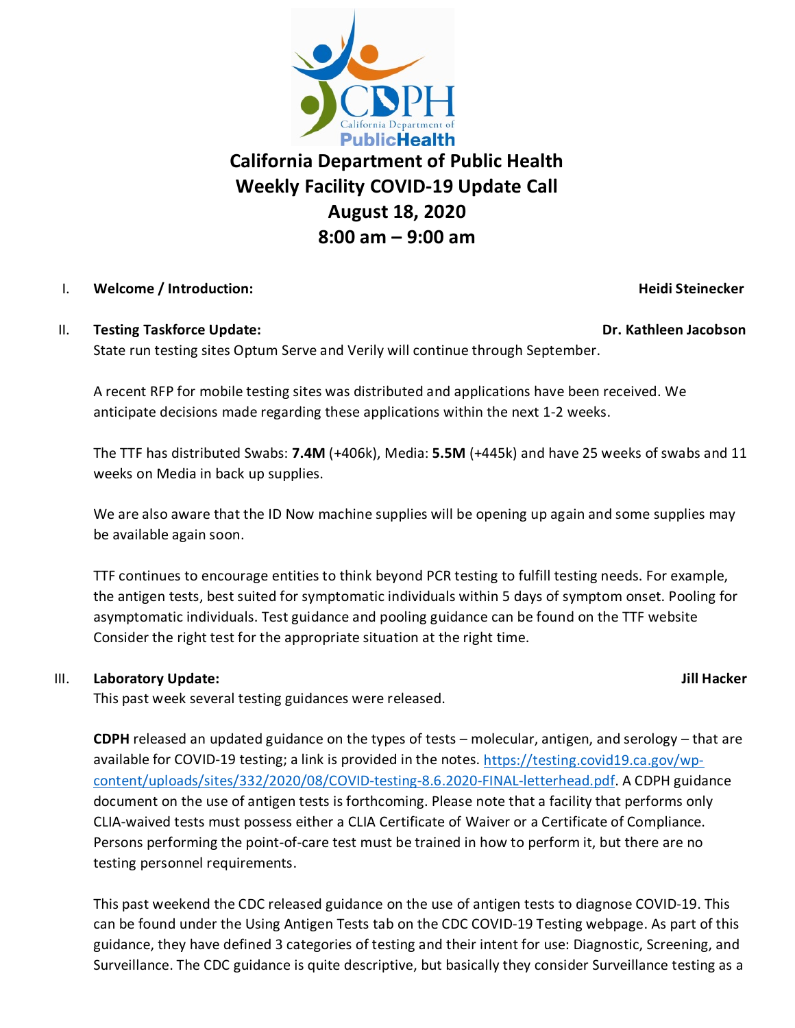# California Department of Public Health
# Weekly Facility COVID-19 Update Call
# August 18, 2020
# 8:00 am – 9:00 am

I. **Welcome / Introduction:** **Heidi Steinecker**

II. **Testing Taskforce Update:** **Dr. Kathleen Jacobson**

State run testing sites Optum Serve and Verily will continue through September.

A recent RFP for mobile testing sites was distributed and applications have been received. We anticipate decisions made regarding these applications within the next 1-2 weeks.

The TTF has distributed Swabs: **7.4M** (+406k), Media: **5.5M** (+445k) and have 25 weeks of swabs and 11 weeks on Media in back up supplies.

We are also aware that the ID Now machine supplies will be opening up again and some supplies may be available again soon.

TTF continues to encourage entities to think beyond PCR testing to fulfill testing needs. For example, the antigen tests, best suited for symptomatic individuals within 5 days of symptom onset. Pooling for asymptomatic individuals. Test guidance and pooling guidance can be found on the TTF website Consider the right test for the appropriate situation at the right time.

III. **Laboratory Update:** **Jill Hacker**

This past week several testing guidances were released.

**CDPH** released an updated guidance on the types of tests – molecular, antigen, and serology – that are available for COVID-19 testing; a link is provided in the notes. [https://testing.covid19.ca.gov/wp-content/uploads/sites/332/2020/08/COVID-testing-8.6.2020-FINAL-letterhead.pdf](https://testing.covid19.ca.gov/wp-content/uploads/sites/332/2020/08/COVID-testing-8.6.2020-FINAL-letterhead.pdf). A CDPH guidance document on the use of antigen tests is forthcoming. Please note that a facility that performs only CLIA-waived tests must possess either a CLIA Certificate of Waiver or a Certificate of Compliance. Persons performing the point-of-care test must be trained in how to perform it, but there are no testing personnel requirements.

This past weekend the CDC released guidance on the use of antigen tests to diagnose COVID-19. This can be found under the Using Antigen Tests tab on the CDC COVID-19 Testing webpage. As part of this guidance, they have defined 3 categories of testing and their intent for use: Diagnostic, Screening, and Surveillance. The CDC guidance is quite descriptive, but basically they consider Surveillance testing as a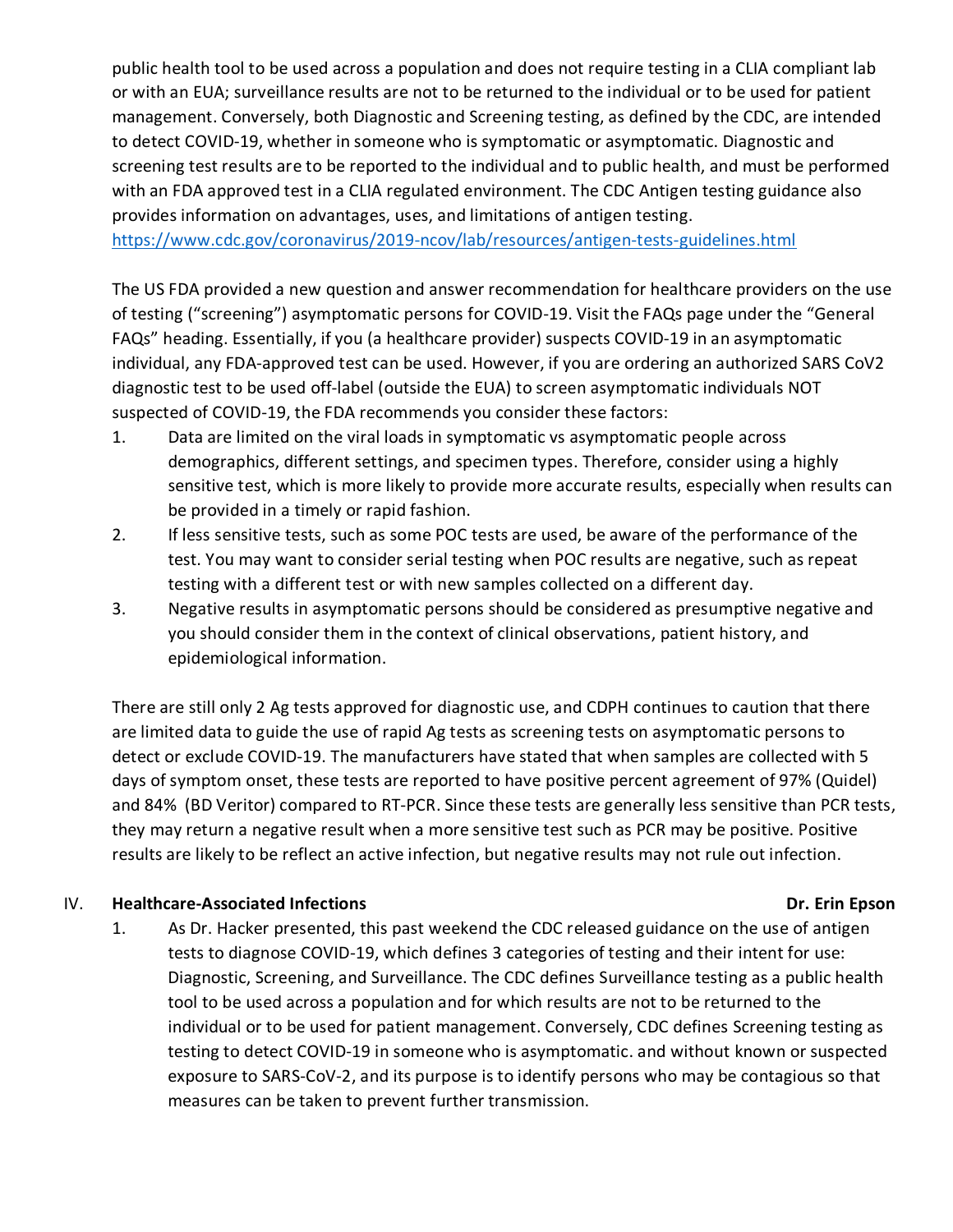public health tool to be used across a population and does not require testing in a CLIA compliant lab or with an EUA; surveillance results are not to be returned to the individual or to be used for patient management. Conversely, both Diagnostic and Screening testing, as defined by the CDC, are intended to detect COVID-19, whether in someone who is symptomatic or asymptomatic. Diagnostic and screening test results are to be reported to the individual and to public health, and must be performed with an FDA approved test in a CLIA regulated environment. The CDC Antigen testing guidance also provides information on advantages, uses, and limitations of antigen testing. https://www.cdc.gov/coronavirus/2019-ncov/lab/resources/antigen-tests-guidelines.html

The US FDA provided a new question and answer recommendation for healthcare providers on the use of testing ("screening") asymptomatic persons for COVID-19. Visit the FAQs page under the "General FAQs" heading. Essentially, if you (a healthcare provider) suspects COVID-19 in an asymptomatic individual, any FDA-approved test can be used. However, if you are ordering an authorized SARS CoV2 diagnostic test to be used off-label (outside the EUA) to screen asymptomatic individuals NOT suspected of COVID-19, the FDA recommends you consider these factors:

1. Data are limited on the viral loads in symptomatic vs asymptomatic people across demographics, different settings, and specimen types. Therefore, consider using a highly sensitive test, which is more likely to provide more accurate results, especially when results can be provided in a timely or rapid fashion.
2. If less sensitive tests, such as some POC tests are used, be aware of the performance of the test. You may want to consider serial testing when POC results are negative, such as repeat testing with a different test or with new samples collected on a different day.
3. Negative results in asymptomatic persons should be considered as presumptive negative and you should consider them in the context of clinical observations, patient history, and epidemiological information.

There are still only 2 Ag tests approved for diagnostic use, and CDPH continues to caution that there are limited data to guide the use of rapid Ag tests as screening tests on asymptomatic persons to detect or exclude COVID-19. The manufacturers have stated that when samples are collected with 5 days of symptom onset, these tests are reported to have positive percent agreement of 97% (Quidel) and 84% (BD Veritor) compared to RT-PCR. Since these tests are generally less sensitive than PCR tests, they may return a negative result when a more sensitive test such as PCR may be positive. Positive results are likely to be reflect an active infection, but negative results may not rule out infection.

## IV. Healthcare-Associated Infections — Dr. Erin Epson

1. As Dr. Hacker presented, this past weekend the CDC released guidance on the use of antigen tests to diagnose COVID-19, which defines 3 categories of testing and their intent for use: Diagnostic, Screening, and Surveillance. The CDC defines Surveillance testing as a public health tool to be used across a population and for which results are not to be returned to the individual or to be used for patient management. Conversely, CDC defines Screening testing as testing to detect COVID-19 in someone who is asymptomatic. and without known or suspected exposure to SARS-CoV-2, and its purpose is to identify persons who may be contagious so that measures can be taken to prevent further transmission.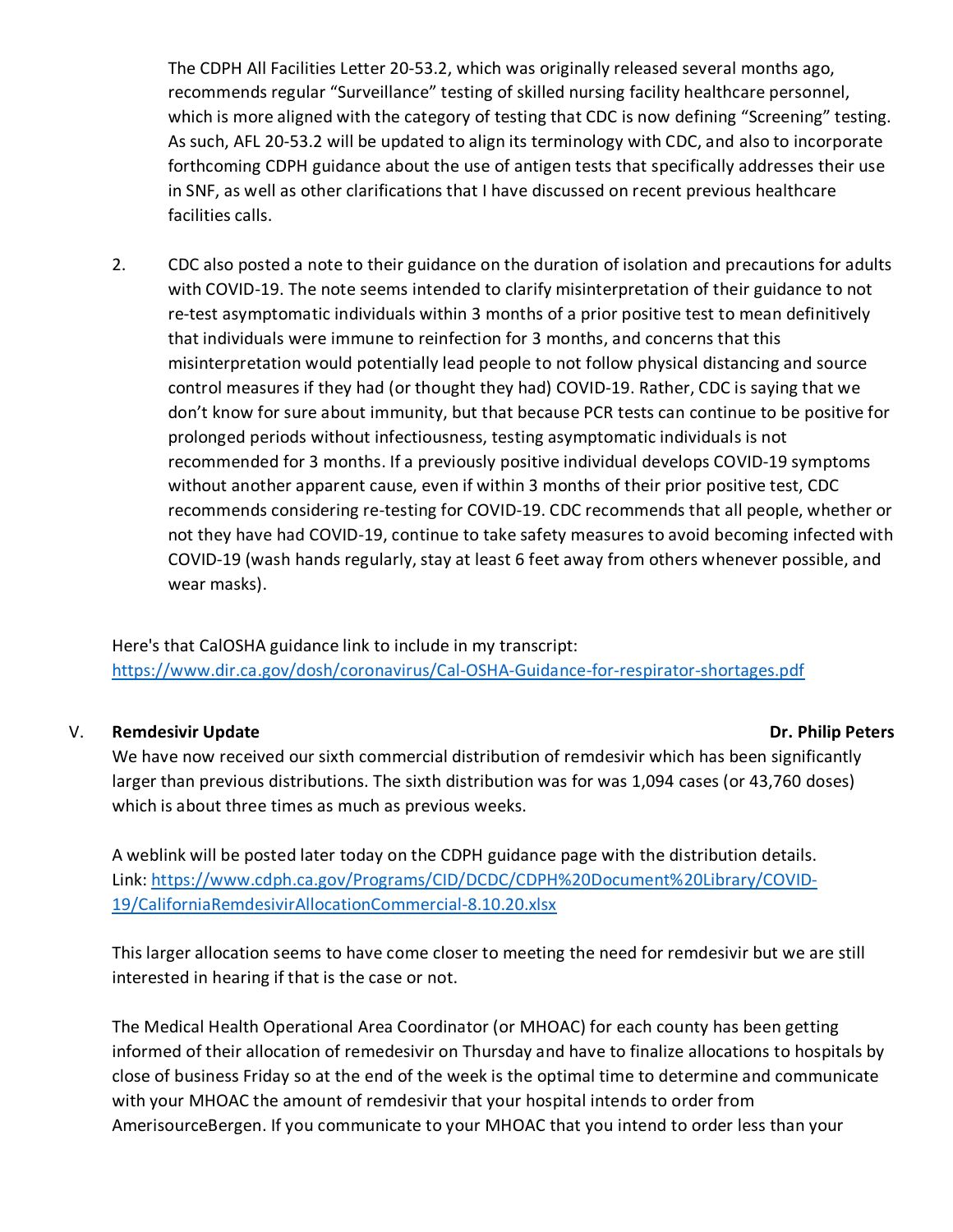The CDPH All Facilities Letter 20-53.2, which was originally released several months ago, recommends regular "Surveillance" testing of skilled nursing facility healthcare personnel, which is more aligned with the category of testing that CDC is now defining "Screening" testing. As such, AFL 20-53.2 will be updated to align its terminology with CDC, and also to incorporate forthcoming CDPH guidance about the use of antigen tests that specifically addresses their use in SNF, as well as other clarifications that I have discussed on recent previous healthcare facilities calls.

2. CDC also posted a note to their guidance on the duration of isolation and precautions for adults with COVID-19. The note seems intended to clarify misinterpretation of their guidance to not re-test asymptomatic individuals within 3 months of a prior positive test to mean definitively that individuals were immune to reinfection for 3 months, and concerns that this misinterpretation would potentially lead people to not follow physical distancing and source control measures if they had (or thought they had) COVID-19. Rather, CDC is saying that we don't know for sure about immunity, but that because PCR tests can continue to be positive for prolonged periods without infectiousness, testing asymptomatic individuals is not recommended for 3 months. If a previously positive individual develops COVID-19 symptoms without another apparent cause, even if within 3 months of their prior positive test, CDC recommends considering re-testing for COVID-19. CDC recommends that all people, whether or not they have had COVID-19, continue to take safety measures to avoid becoming infected with COVID-19 (wash hands regularly, stay at least 6 feet away from others whenever possible, and wear masks).

Here's that CalOSHA guidance link to include in my transcript: [https://www.dir.ca.gov/dosh/coronavirus/Cal-OSHA-Guidance-for-respirator-shortages.pdf](https://www.dir.ca.gov/dosh/coronavirus/Cal-OSHA-Guidance-for-respirator-shortages.pdf)

## V. **Remdesivir Update** — **Dr. Philip Peters**

We have now received our sixth commercial distribution of remdesivir which has been significantly larger than previous distributions. The sixth distribution was for was 1,094 cases (or 43,760 doses) which is about three times as much as previous weeks.

A weblink will be posted later today on the CDPH guidance page with the distribution details. Link: [https://www.cdph.ca.gov/Programs/CID/DCDC/CDPH%20Document%20Library/COVID-19/CaliforniaRemdesivirAllocationCommercial-8.10.20.xlsx](https://www.cdph.ca.gov/Programs/CID/DCDC/CDPH%20Document%20Library/COVID-19/CaliforniaRemdesivirAllocationCommercial-8.10.20.xlsx)

This larger allocation seems to have come closer to meeting the need for remdesivir but we are still interested in hearing if that is the case or not.

The Medical Health Operational Area Coordinator (or MHOAC) for each county has been getting informed of their allocation of remedesivir on Thursday and have to finalize allocations to hospitals by close of business Friday so at the end of the week is the optimal time to determine and communicate with your MHOAC the amount of remdesivir that your hospital intends to order from AmerisourceBergen. If you communicate to your MHOAC that you intend to order less than your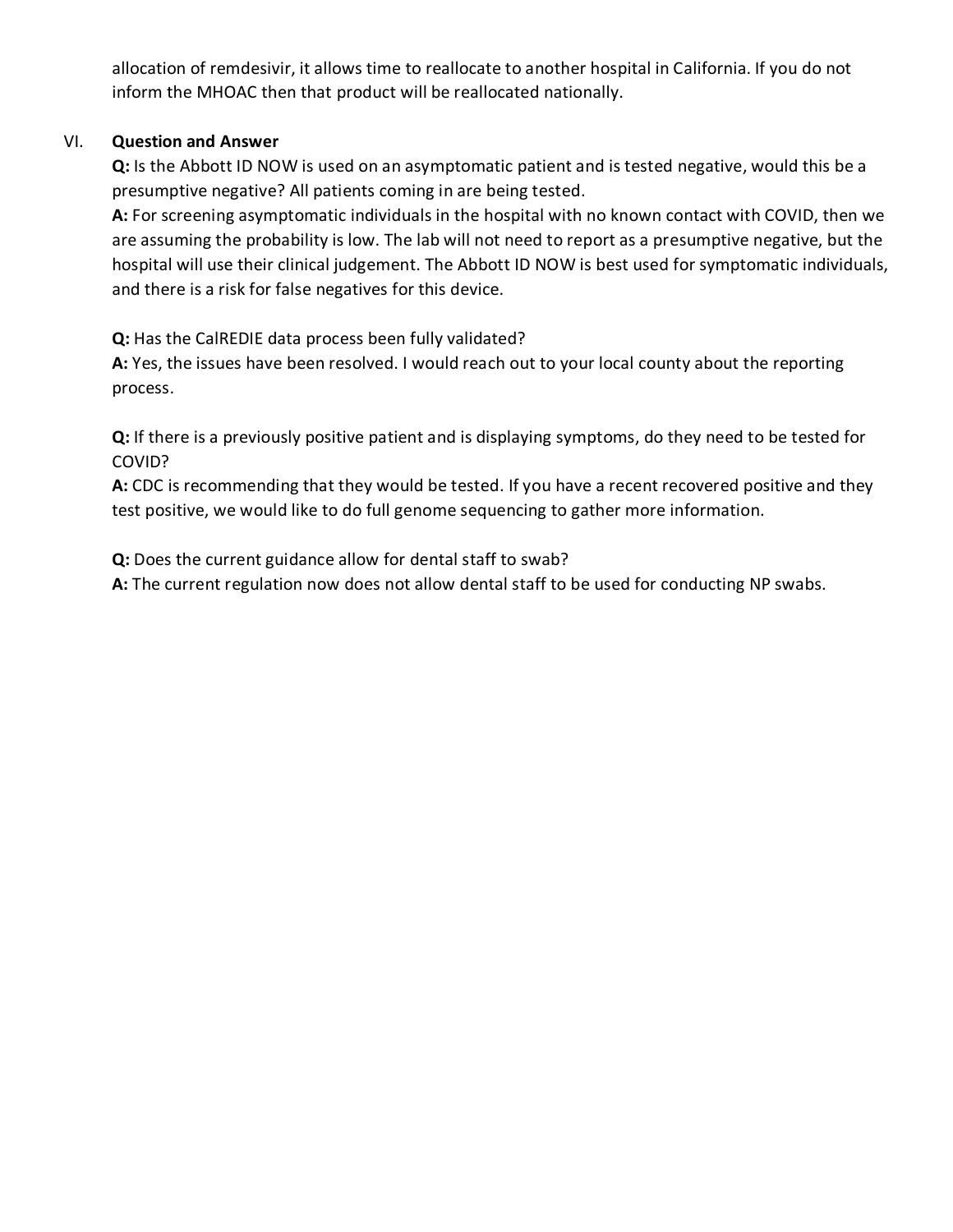allocation of remdesivir, it allows time to reallocate to another hospital in California. If you do not inform the MHOAC then that product will be reallocated nationally.

## VI. Question and Answer

**Q:** Is the Abbott ID NOW is used on an asymptomatic patient and is tested negative, would this be a presumptive negative? All patients coming in are being tested.
**A:** For screening asymptomatic individuals in the hospital with no known contact with COVID, then we are assuming the probability is low. The lab will not need to report as a presumptive negative, but the hospital will use their clinical judgement. The Abbott ID NOW is best used for symptomatic individuals, and there is a risk for false negatives for this device.

**Q:** Has the CalREDIE data process been fully validated?
**A:** Yes, the issues have been resolved. I would reach out to your local county about the reporting process.

**Q:** If there is a previously positive patient and is displaying symptoms, do they need to be tested for COVID?
**A:** CDC is recommending that they would be tested. If you have a recent recovered positive and they test positive, we would like to do full genome sequencing to gather more information.

**Q:** Does the current guidance allow for dental staff to swab?
**A:** The current regulation now does not allow dental staff to be used for conducting NP swabs.